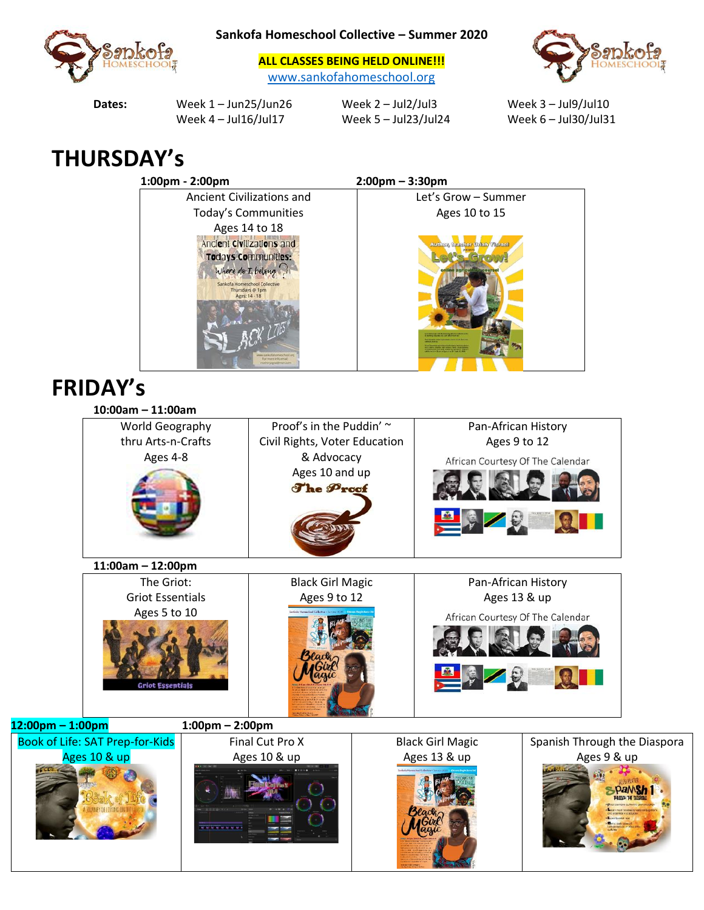**Sankofa Homeschool Collective – Summer 2020**

**ALL CLASSES BEING HELD ONLINE!!!**

www.sankofahomeschool.org

| **Dates:** | Week 1 – Jun25/Jun26 | Week 2 – Jul2/Jul3 | Week 3 – Jul9/Jul10 |
|---|---|---|---|
| | Week 4 – Jul16/Jul17 | Week 5 – Jul23/Jul24 | Week 6 – Jul30/Jul31 |

# THURSDAY's

| 1:00pm - 2:00pm | 2:00pm – 3:30pm |
|---|---|
| Ancient Civilizations and Today's Communities<br>Ages 14 to 18 | Let's Grow – Summer<br>Ages 10 to 15 |

# FRIDAY's

**10:00am – 11:00am**

| | | |
|---|---|---|
| World Geography thru Arts-n-Crafts<br>Ages 4-8 | Proof's in the Puddin' ~ Civil Rights, Voter Education & Advocacy<br>Ages 10 and up | Pan-African History<br>Ages 9 to 12<br>African Courtesy Of The Calendar |

**11:00am – 12:00pm**

| | | |
|---|---|---|
| The Griot: Griot Essentials<br>Ages 5 to 10 | Black Girl Magic<br>Ages 9 to 12 | Pan-African History<br>Ages 13 & up<br>African Courtesy Of The Calendar |

| 12:00pm – 1:00pm | 1:00pm – 2:00pm | | |
|---|---|---|---|
| Book of Life: SAT Prep-for-Kids<br>Ages 10 & up | Final Cut Pro X<br>Ages 10 & up | Black Girl Magic<br>Ages 13 & up | Spanish Through the Diaspora<br>Ages 9 & up |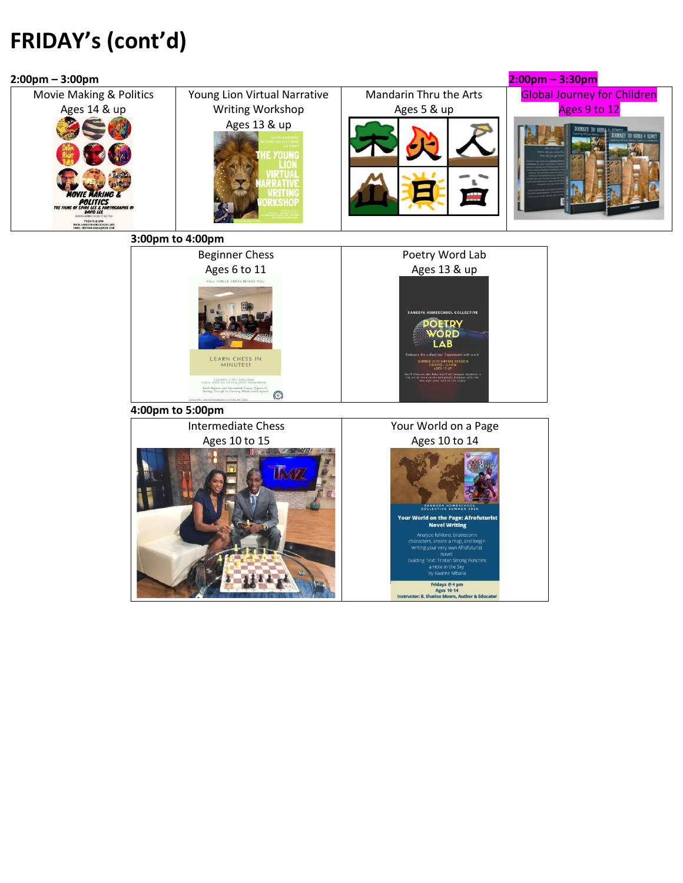# FRIDAY's (cont'd)

**2:00pm – 3:00pm**

**2:00pm – 3:30pm**

| | | | |
|---|---|---|---|
| Movie Making & Politics<br>Ages 14 & up | Young Lion Virtual Narrative Writing Workshop<br>Ages 13 & up | Mandarin Thru the Arts<br>Ages 5 & up | Global Journey for Children<br>Ages 9 to 12 |

**3:00pm to 4:00pm**

| | |
|---|---|
| Beginner Chess<br>Ages 6 to 11 | Poetry Word Lab<br>Ages 13 & up |

**4:00pm to 5:00pm**

| | |
|---|---|
| Intermediate Chess<br>Ages 10 to 15 | Your World on a Page<br>Ages 10 to 14 |